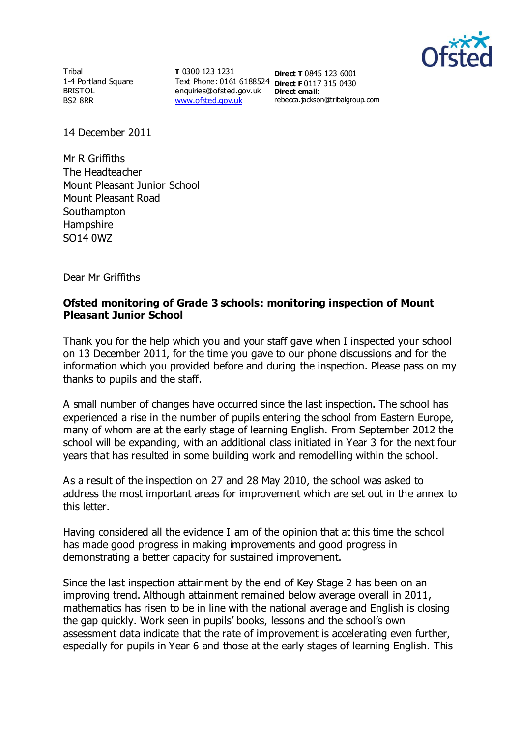Tribal
1-4 Portland Square
BRISTOL
BS2 8RR

**T** 0300 123 1231
Text Phone: 0161 6188524
enquiries@ofsted.gov.uk
www.ofsted.gov.uk

**Direct T** 0845 123 6001
**Direct F** 0117 315 0430
**Direct email**:
rebecca.jackson@tribalgroup.com

14 December 2011

Mr R Griffiths
The Headteacher
Mount Pleasant Junior School
Mount Pleasant Road
Southampton
Hampshire
SO14 0WZ

Dear Mr Griffiths

**Ofsted monitoring of Grade 3 schools: monitoring inspection of Mount Pleasant Junior School**

Thank you for the help which you and your staff gave when I inspected your school on 13 December 2011, for the time you gave to our phone discussions and for the information which you provided before and during the inspection. Please pass on my thanks to pupils and the staff.

A small number of changes have occurred since the last inspection. The school has experienced a rise in the number of pupils entering the school from Eastern Europe, many of whom are at the early stage of learning English. From September 2012 the school will be expanding, with an additional class initiated in Year 3 for the next four years that has resulted in some building work and remodelling within the school.

As a result of the inspection on 27 and 28 May 2010, the school was asked to address the most important areas for improvement which are set out in the annex to this letter.

Having considered all the evidence I am of the opinion that at this time the school has made good progress in making improvements and good progress in demonstrating a better capacity for sustained improvement.

Since the last inspection attainment by the end of Key Stage 2 has been on an improving trend. Although attainment remained below average overall in 2011, mathematics has risen to be in line with the national average and English is closing the gap quickly. Work seen in pupils' books, lessons and the school's own assessment data indicate that the rate of improvement is accelerating even further, especially for pupils in Year 6 and those at the early stages of learning English. This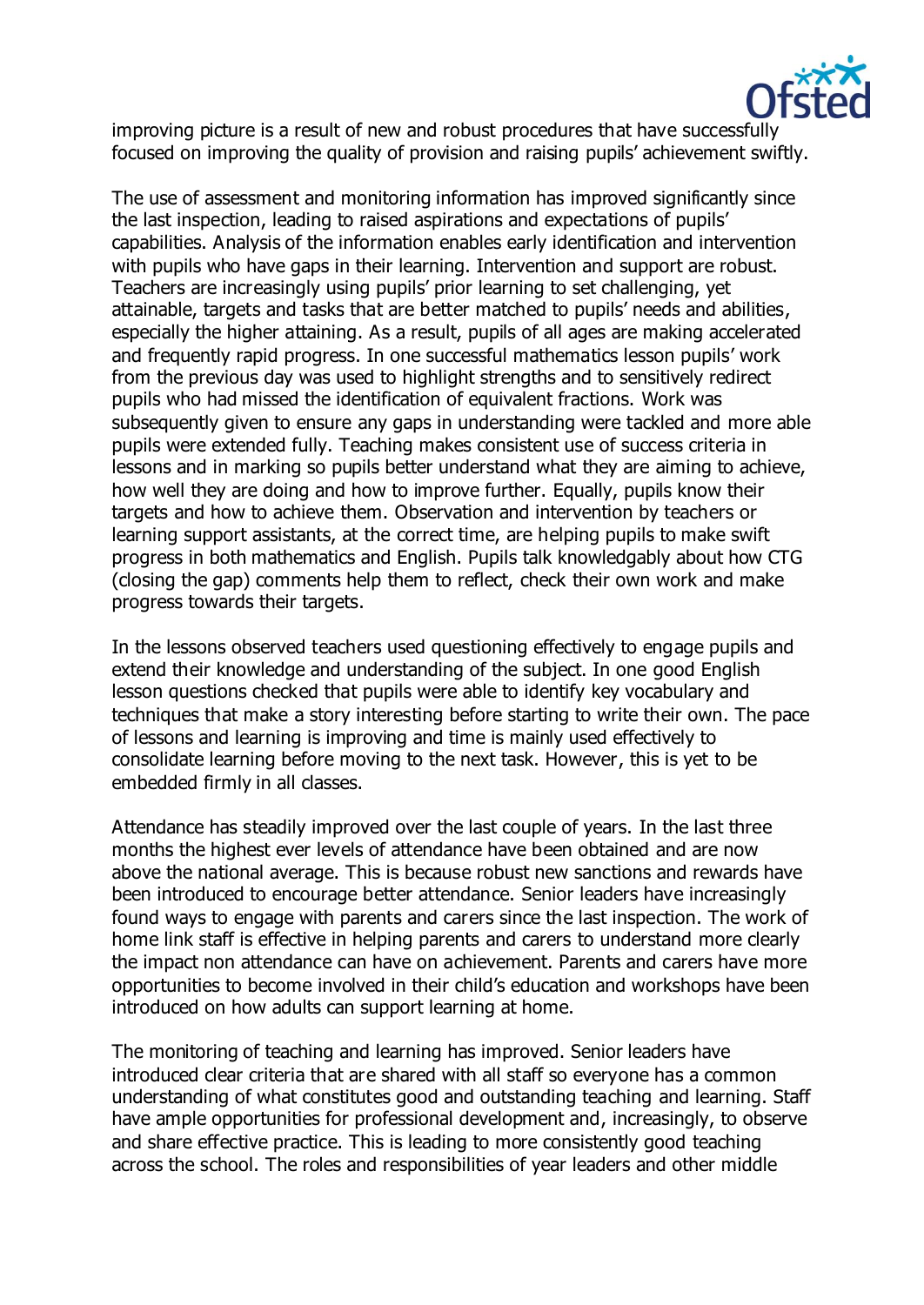improving picture is a result of new and robust procedures that have successfully focused on improving the quality of provision and raising pupils' achievement swiftly.

The use of assessment and monitoring information has improved significantly since the last inspection, leading to raised aspirations and expectations of pupils' capabilities. Analysis of the information enables early identification and intervention with pupils who have gaps in their learning. Intervention and support are robust. Teachers are increasingly using pupils' prior learning to set challenging, yet attainable, targets and tasks that are better matched to pupils' needs and abilities, especially the higher attaining. As a result, pupils of all ages are making accelerated and frequently rapid progress. In one successful mathematics lesson pupils' work from the previous day was used to highlight strengths and to sensitively redirect pupils who had missed the identification of equivalent fractions. Work was subsequently given to ensure any gaps in understanding were tackled and more able pupils were extended fully. Teaching makes consistent use of success criteria in lessons and in marking so pupils better understand what they are aiming to achieve, how well they are doing and how to improve further. Equally, pupils know their targets and how to achieve them. Observation and intervention by teachers or learning support assistants, at the correct time, are helping pupils to make swift progress in both mathematics and English. Pupils talk knowledgably about how CTG (closing the gap) comments help them to reflect, check their own work and make progress towards their targets.

In the lessons observed teachers used questioning effectively to engage pupils and extend their knowledge and understanding of the subject. In one good English lesson questions checked that pupils were able to identify key vocabulary and techniques that make a story interesting before starting to write their own. The pace of lessons and learning is improving and time is mainly used effectively to consolidate learning before moving to the next task. However, this is yet to be embedded firmly in all classes.

Attendance has steadily improved over the last couple of years. In the last three months the highest ever levels of attendance have been obtained and are now above the national average. This is because robust new sanctions and rewards have been introduced to encourage better attendance. Senior leaders have increasingly found ways to engage with parents and carers since the last inspection. The work of home link staff is effective in helping parents and carers to understand more clearly the impact non attendance can have on achievement. Parents and carers have more opportunities to become involved in their child's education and workshops have been introduced on how adults can support learning at home.

The monitoring of teaching and learning has improved. Senior leaders have introduced clear criteria that are shared with all staff so everyone has a common understanding of what constitutes good and outstanding teaching and learning. Staff have ample opportunities for professional development and, increasingly, to observe and share effective practice. This is leading to more consistently good teaching across the school. The roles and responsibilities of year leaders and other middle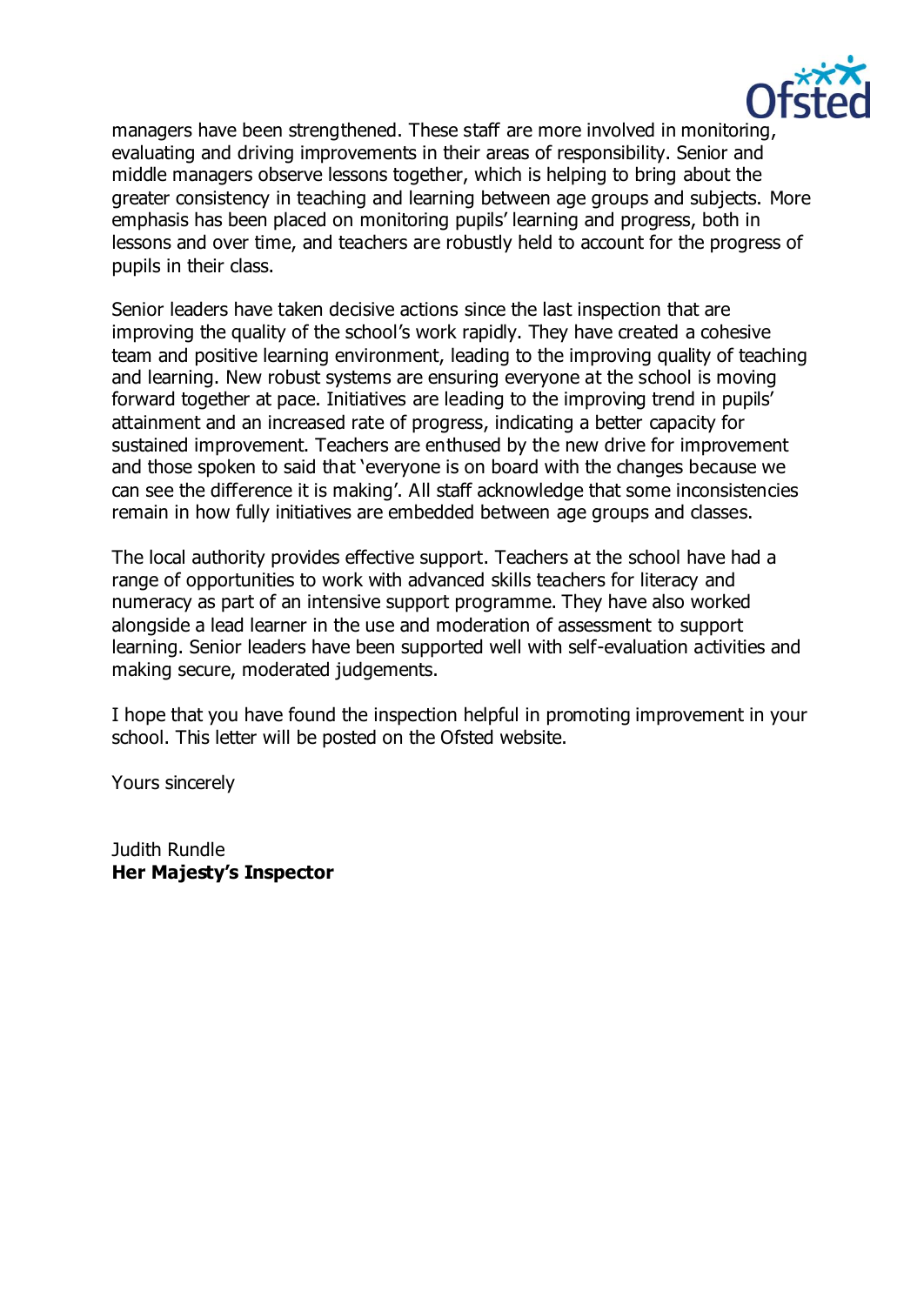managers have been strengthened. These staff are more involved in monitoring, evaluating and driving improvements in their areas of responsibility. Senior and middle managers observe lessons together, which is helping to bring about the greater consistency in teaching and learning between age groups and subjects. More emphasis has been placed on monitoring pupils' learning and progress, both in lessons and over time, and teachers are robustly held to account for the progress of pupils in their class.

Senior leaders have taken decisive actions since the last inspection that are improving the quality of the school's work rapidly. They have created a cohesive team and positive learning environment, leading to the improving quality of teaching and learning. New robust systems are ensuring everyone at the school is moving forward together at pace. Initiatives are leading to the improving trend in pupils' attainment and an increased rate of progress, indicating a better capacity for sustained improvement. Teachers are enthused by the new drive for improvement and those spoken to said that 'everyone is on board with the changes because we can see the difference it is making'. All staff acknowledge that some inconsistencies remain in how fully initiatives are embedded between age groups and classes.

The local authority provides effective support. Teachers at the school have had a range of opportunities to work with advanced skills teachers for literacy and numeracy as part of an intensive support programme. They have also worked alongside a lead learner in the use and moderation of assessment to support learning. Senior leaders have been supported well with self-evaluation activities and making secure, moderated judgements.

I hope that you have found the inspection helpful in promoting improvement in your school. This letter will be posted on the Ofsted website.

Yours sincerely

Judith Rundle
**Her Majesty's Inspector**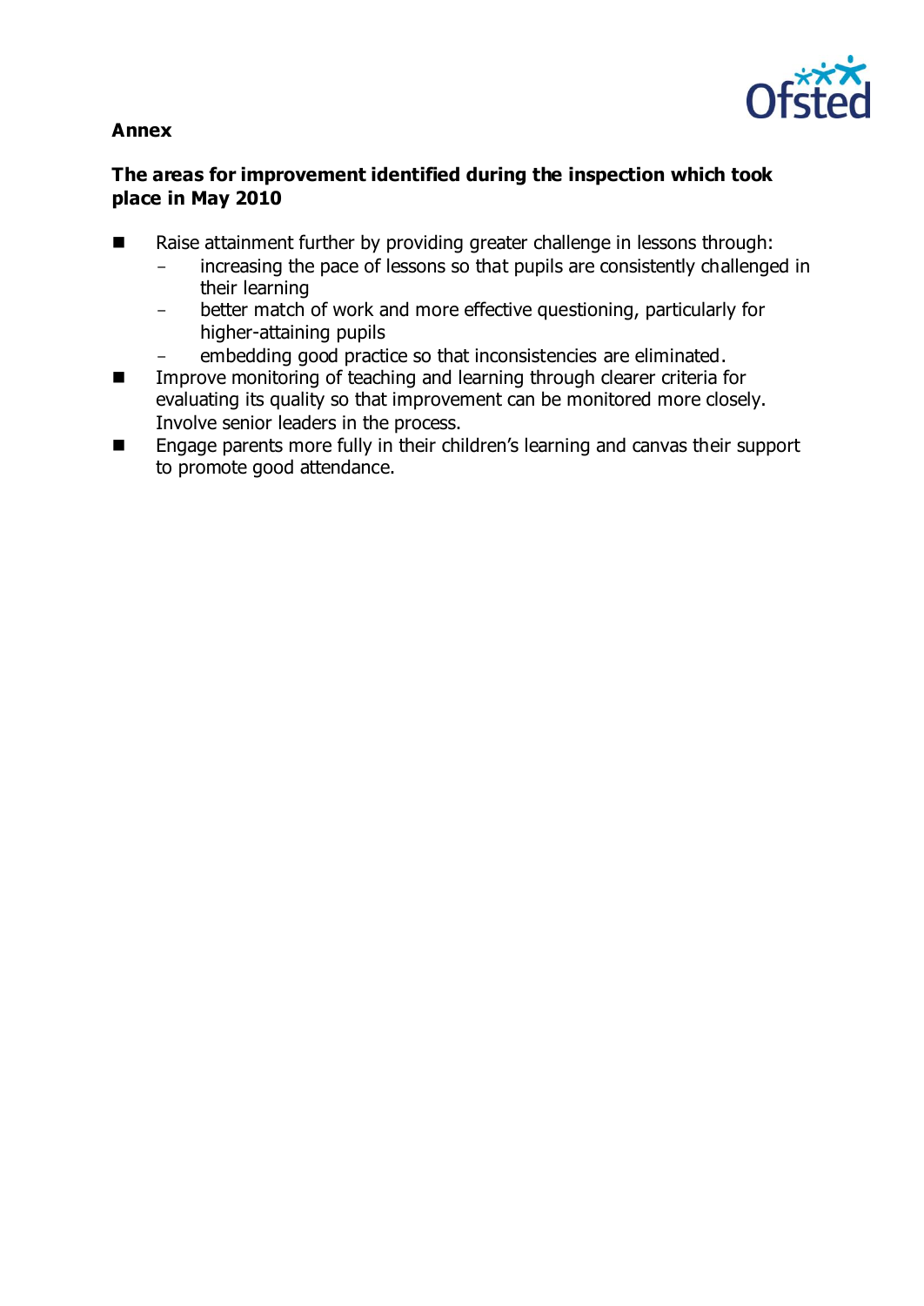**Annex**

**The areas for improvement identified during the inspection which took place in May 2010**

- Raise attainment further by providing greater challenge in lessons through:
  - increasing the pace of lessons so that pupils are consistently challenged in their learning
  - better match of work and more effective questioning, particularly for higher-attaining pupils
  - embedding good practice so that inconsistencies are eliminated.
- Improve monitoring of teaching and learning through clearer criteria for evaluating its quality so that improvement can be monitored more closely. Involve senior leaders in the process.
- Engage parents more fully in their children's learning and canvas their support to promote good attendance.